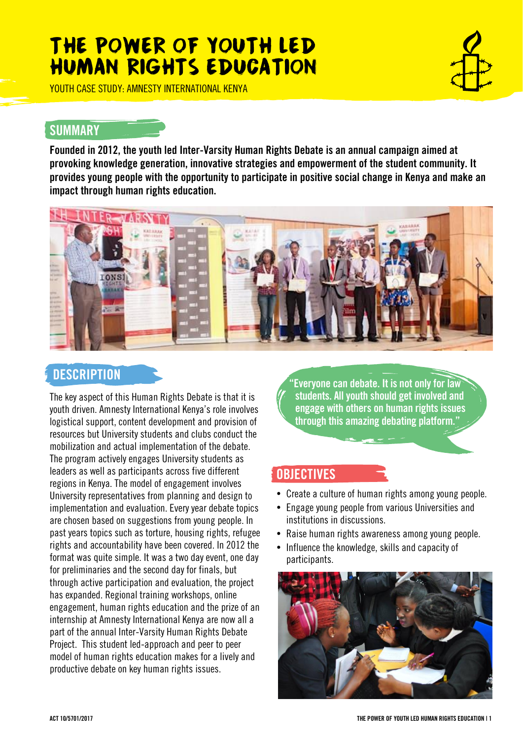# THE POWER OF YOUTH LED HUMAN RIGHTS EDUCATION

YOUTH CASE STUDY: AMNESTY INTERNATIONAL KENYA

## SUMMARY

**Founded in 2012, the youth led Inter-Varsity Human Rights Debate is an annual campaign aimed at provoking knowledge generation, innovative strategies and empowerment of the student community. It provides young people with the opportunity to participate in positive social change in Kenya and make an impact through human rights education.**

## DESCRIPTION

The key aspect of this Human Rights Debate is that it is youth driven. Amnesty International Kenya's role involves logistical support, content development and provision of resources but University students and clubs conduct the mobilization and actual implementation of the debate. The program actively engages University students as leaders as well as participants across five different regions in Kenya. The model of engagement involves University representatives from planning and design to implementation and evaluation. Every year debate topics are chosen based on suggestions from young people. In past years topics such as torture, housing rights, refugee rights and accountability have been covered. In 2012 the format was quite simple. It was a two day event, one day for preliminaries and the second day for finals, but through active participation and evaluation, the project has expanded. Regional training workshops, online engagement, human rights education and the prize of an internship at Amnesty International Kenya are now all a part of the annual Inter-Varsity Human Rights Debate Project. This student led-approach and peer to peer model of human rights education makes for a lively and productive debate on key human rights issues.

> **"Everyone can debate. It is not only for law students. All youth should get involved and engage with others on human rights issues through this amazing debating platform."**

## OBJECTIVES

- Create a culture of human rights among young people.
- Engage young people from various Universities and institutions in discussions.
- Raise human rights awareness among young people.
- Influence the knowledge, skills and capacity of participants.

ACT 10/5701/2017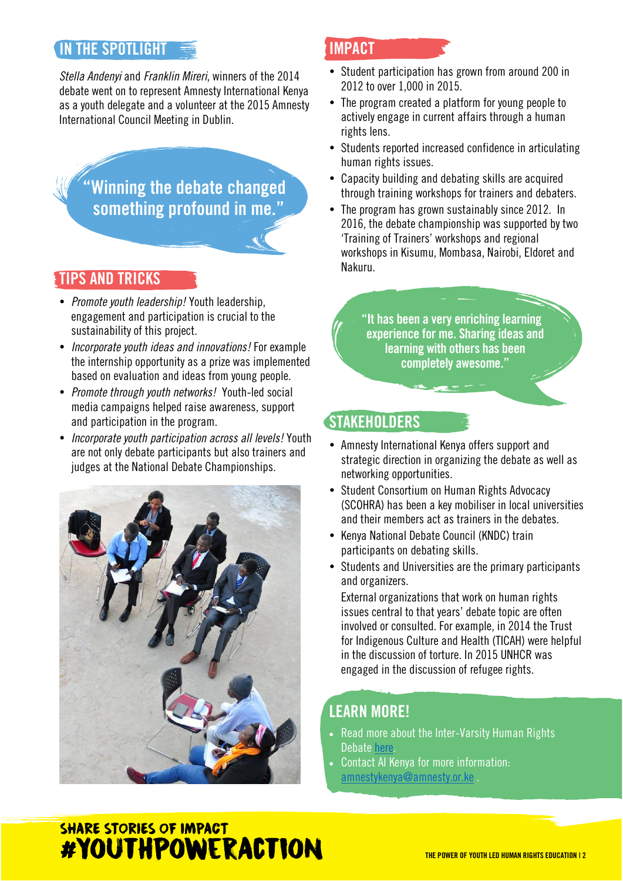## IN THE SPOTLIGHT

*Stella Andenyi* and *Franklin Mireri*, winners of the 2014 debate went on to represent Amnesty International Kenya as a youth delegate and a volunteer at the 2015 Amnesty International Council Meeting in Dublin.

> "Winning the debate changed something profound in me."

## TIPS AND TRICKS

- *Promote youth leadership!* Youth leadership, engagement and participation is crucial to the sustainability of this project.
- *Incorporate youth ideas and innovations!* For example the internship opportunity as a prize was implemented based on evaluation and ideas from young people.
- *Promote through youth networks!* Youth-led social media campaigns helped raise awareness, support and participation in the program.
- *Incorporate youth participation across all levels!* Youth are not only debate participants but also trainers and judges at the National Debate Championships.

## IMPACT

- Student participation has grown from around 200 in 2012 to over 1,000 in 2015.
- The program created a platform for young people to actively engage in current affairs through a human rights lens.
- Students reported increased confidence in articulating human rights issues.
- Capacity building and debating skills are acquired through training workshops for trainers and debaters.
- The program has grown sustainably since 2012. In 2016, the debate championship was supported by two 'Training of Trainers' workshops and regional workshops in Kisumu, Mombasa, Nairobi, Eldoret and Nakuru.

> "It has been a very enriching learning experience for me. Sharing ideas and learning with others has been completely awesome."

## STAKEHOLDERS

- Amnesty International Kenya offers support and strategic direction in organizing the debate as well as networking opportunities.
- Student Consortium on Human Rights Advocacy (SCOHRA) has been a key mobiliser in local universities and their members act as trainers in the debates.
- Kenya National Debate Council (KNDC) train participants on debating skills.
- Students and Universities are the primary participants and organizers.

  External organizations that work on human rights issues central to that years' debate topic are often involved or consulted. For example, in 2014 the Trust for Indigenous Culture and Health (TICAH) were helpful in the discussion of torture. In 2015 UNHCR was engaged in the discussion of refugee rights.

## LEARN MORE!

- Read more about the Inter-Varsity Human Rights Debate here.
- Contact AI Kenya for more information: amnestykenya@amnesty.or.ke .

SHARE STORIES OF IMPACT
#YOUTHPOWERACTION